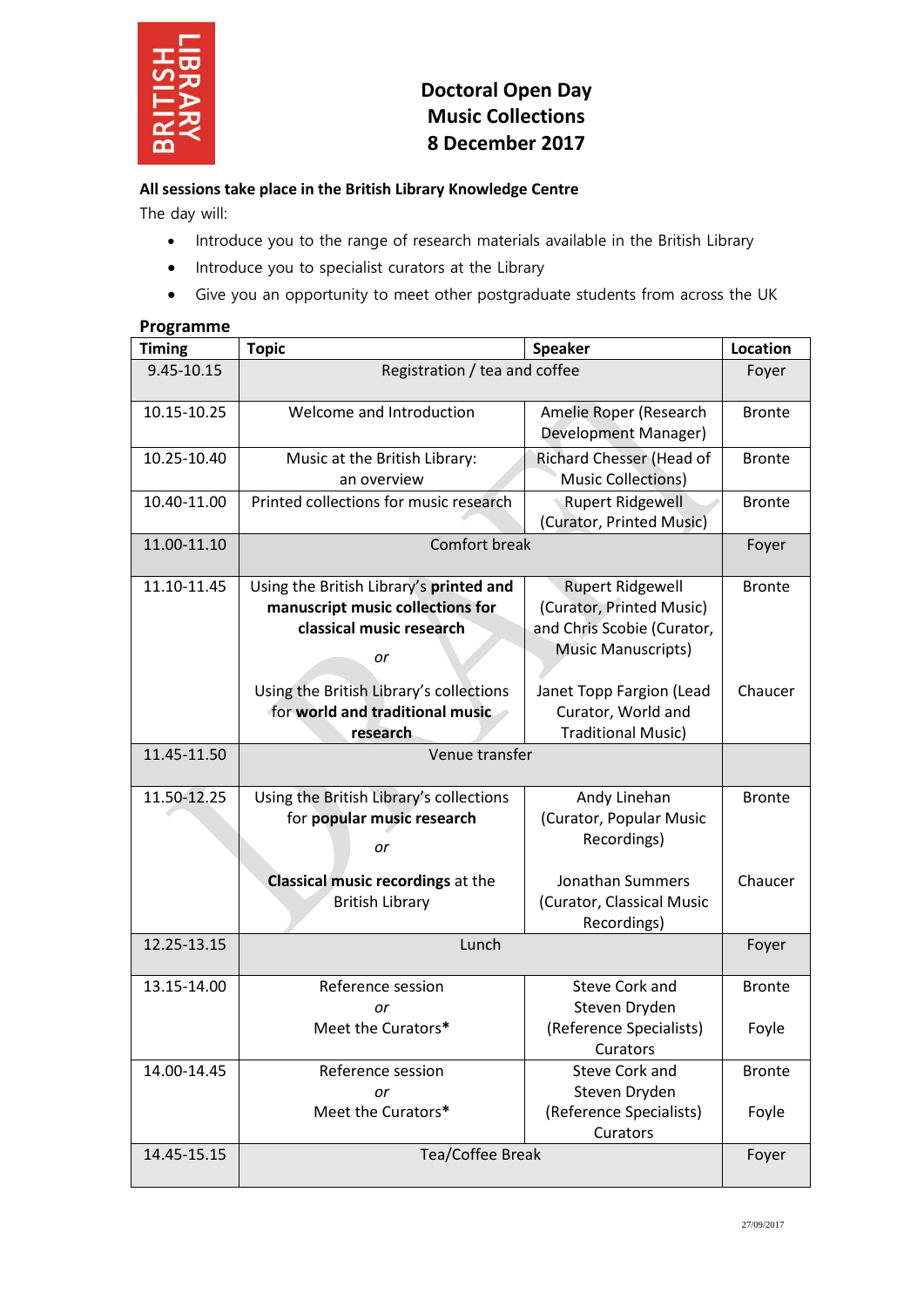# Doctoral Open Day
# Music Collections
# 8 December 2017

**All sessions take place in the British Library Knowledge Centre**

The day will:

- Introduce you to the range of research materials available in the British Library
- Introduce you to specialist curators at the Library
- Give you an opportunity to meet other postgraduate students from across the UK

## Programme

| Timing | Topic | Speaker | Location |
|---|---|---|---|
| 9.45-10.15 | Registration / tea and coffee | | Foyer |
| 10.15-10.25 | Welcome and Introduction | Amelie Roper (Research Development Manager) | Bronte |
| 10.25-10.40 | Music at the British Library: an overview | Richard Chesser (Head of Music Collections) | Bronte |
| 10.40-11.00 | Printed collections for music research | Rupert Ridgewell (Curator, Printed Music) | Bronte |
| 11.00-11.10 | Comfort break | | Foyer |
| 11.10-11.45 | Using the British Library's **printed and manuscript music collections for classical music research**<br>*or*<br>Using the British Library's collections for **world and traditional music research** | Rupert Ridgewell (Curator, Printed Music) and Chris Scobie (Curator, Music Manuscripts)<br><br>Janet Topp Fargion (Lead Curator, World and Traditional Music) | Bronte<br><br>Chaucer |
| 11.45-11.50 | Venue transfer | | |
| 11.50-12.25 | Using the British Library's collections for **popular music research**<br>*or*<br>**Classical music recordings** at the British Library | Andy Linehan (Curator, Popular Music Recordings)<br><br>Jonathan Summers (Curator, Classical Music Recordings) | Bronte<br><br>Chaucer |
| 12.25-13.15 | Lunch | | Foyer |
| 13.15-14.00 | Reference session<br>*or*<br>Meet the Curators* | Steve Cork and Steven Dryden (Reference Specialists)<br>Curators | Bronte<br><br>Foyle |
| 14.00-14.45 | Reference session<br>*or*<br>Meet the Curators* | Steve Cork and Steven Dryden (Reference Specialists)<br>Curators | Bronte<br><br>Foyle |
| 14.45-15.15 | Tea/Coffee Break | | Foyer |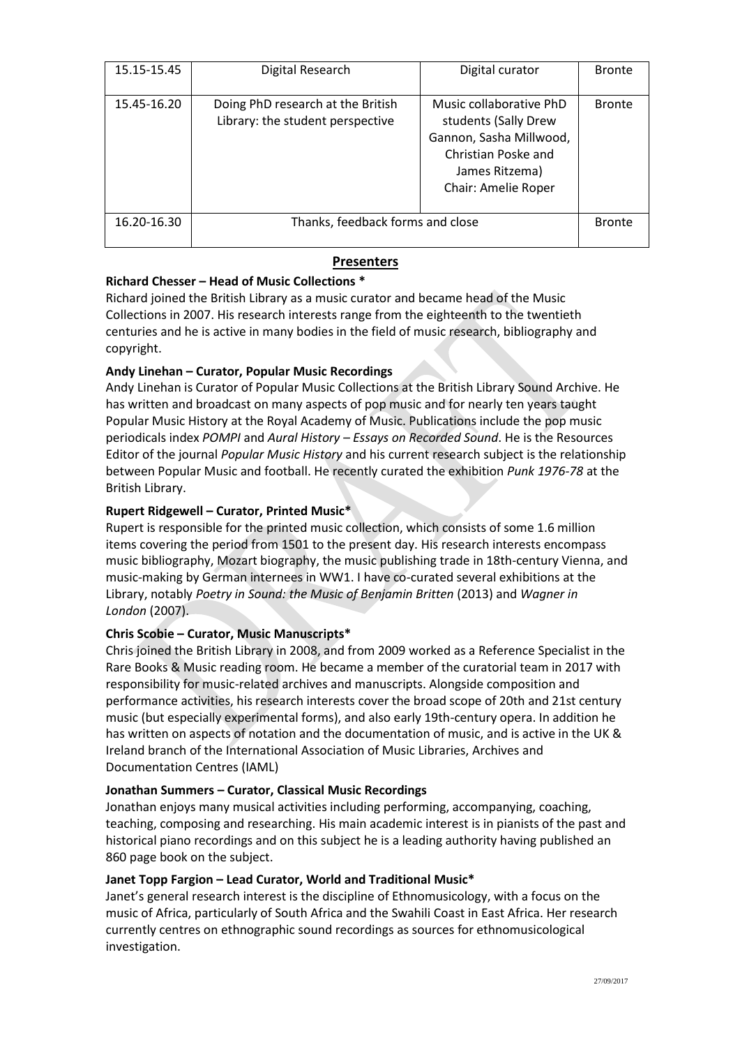| 15.15-15.45 | Digital Research | Digital curator | Bronte |
|---|---|---|---|
| 15.45-16.20 | Doing PhD research at the British Library: the student perspective | Music collaborative PhD students (Sally Drew Gannon, Sasha Millwood, Christian Poske and James Ritzema) Chair: Amelie Roper | Bronte |
| 16.20-16.30 | Thanks, feedback forms and close | | Bronte |

## Presenters

**Richard Chesser – Head of Music Collections \***

Richard joined the British Library as a music curator and became head of the Music Collections in 2007. His research interests range from the eighteenth to the twentieth centuries and he is active in many bodies in the field of music research, bibliography and copyright.

**Andy Linehan – Curator, Popular Music Recordings**

Andy Linehan is Curator of Popular Music Collections at the British Library Sound Archive. He has written and broadcast on many aspects of pop music and for nearly ten years taught Popular Music History at the Royal Academy of Music. Publications include the pop music periodicals index *POMPI* and *Aural History – Essays on Recorded Sound*. He is the Resources Editor of the journal *Popular Music History* and his current research subject is the relationship between Popular Music and football. He recently curated the exhibition *Punk 1976-78* at the British Library.

**Rupert Ridgewell – Curator, Printed Music\***

Rupert is responsible for the printed music collection, which consists of some 1.6 million items covering the period from 1501 to the present day. His research interests encompass music bibliography, Mozart biography, the music publishing trade in 18th-century Vienna, and music-making by German internees in WW1. I have co-curated several exhibitions at the Library, notably *Poetry in Sound: the Music of Benjamin Britten* (2013) and *Wagner in London* (2007).

**Chris Scobie – Curator, Music Manuscripts\***

Chris joined the British Library in 2008, and from 2009 worked as a Reference Specialist in the Rare Books & Music reading room. He became a member of the curatorial team in 2017 with responsibility for music-related archives and manuscripts. Alongside composition and performance activities, his research interests cover the broad scope of 20th and 21st century music (but especially experimental forms), and also early 19th-century opera. In addition he has written on aspects of notation and the documentation of music, and is active in the UK & Ireland branch of the International Association of Music Libraries, Archives and Documentation Centres (IAML)

**Jonathan Summers – Curator, Classical Music Recordings**

Jonathan enjoys many musical activities including performing, accompanying, coaching, teaching, composing and researching. His main academic interest is in pianists of the past and historical piano recordings and on this subject he is a leading authority having published an 860 page book on the subject.

**Janet Topp Fargion – Lead Curator, World and Traditional Music\***

Janet's general research interest is the discipline of Ethnomusicology, with a focus on the music of Africa, particularly of South Africa and the Swahili Coast in East Africa. Her research currently centres on ethnographic sound recordings as sources for ethnomusicological investigation.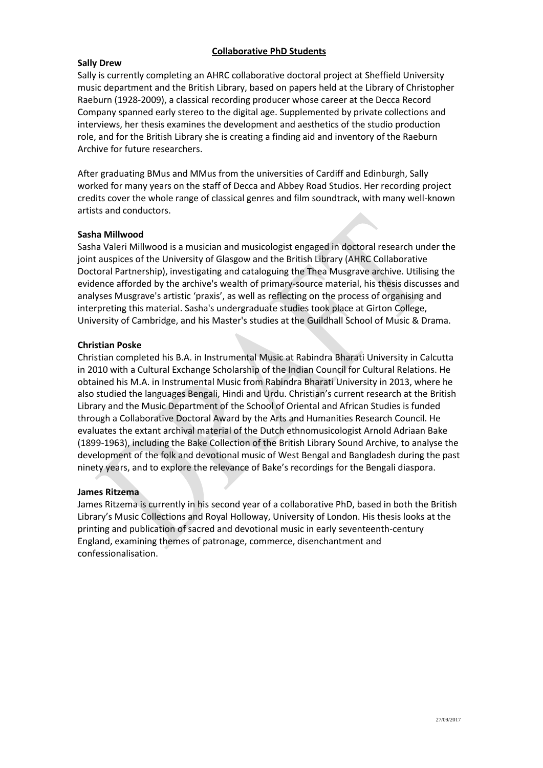## Collaborative PhD Students

### Sally Drew

Sally is currently completing an AHRC collaborative doctoral project at Sheffield University music department and the British Library, based on papers held at the Library of Christopher Raeburn (1928-2009), a classical recording producer whose career at the Decca Record Company spanned early stereo to the digital age. Supplemented by private collections and interviews, her thesis examines the development and aesthetics of the studio production role, and for the British Library she is creating a finding aid and inventory of the Raeburn Archive for future researchers.

After graduating BMus and MMus from the universities of Cardiff and Edinburgh, Sally worked for many years on the staff of Decca and Abbey Road Studios. Her recording project credits cover the whole range of classical genres and film soundtrack, with many well-known artists and conductors.

### Sasha Millwood

Sasha Valeri Millwood is a musician and musicologist engaged in doctoral research under the joint auspices of the University of Glasgow and the British Library (AHRC Collaborative Doctoral Partnership), investigating and cataloguing the Thea Musgrave archive. Utilising the evidence afforded by the archive's wealth of primary-source material, his thesis discusses and analyses Musgrave's artistic 'praxis', as well as reflecting on the process of organising and interpreting this material. Sasha's undergraduate studies took place at Girton College, University of Cambridge, and his Master's studies at the Guildhall School of Music & Drama.

### Christian Poske

Christian completed his B.A. in Instrumental Music at Rabindra Bharati University in Calcutta in 2010 with a Cultural Exchange Scholarship of the Indian Council for Cultural Relations. He obtained his M.A. in Instrumental Music from Rabindra Bharati University in 2013, where he also studied the languages Bengali, Hindi and Urdu. Christian's current research at the British Library and the Music Department of the School of Oriental and African Studies is funded through a Collaborative Doctoral Award by the Arts and Humanities Research Council. He evaluates the extant archival material of the Dutch ethnomusicologist Arnold Adriaan Bake (1899-1963), including the Bake Collection of the British Library Sound Archive, to analyse the development of the folk and devotional music of West Bengal and Bangladesh during the past ninety years, and to explore the relevance of Bake's recordings for the Bengali diaspora.

### James Ritzema

James Ritzema is currently in his second year of a collaborative PhD, based in both the British Library's Music Collections and Royal Holloway, University of London. His thesis looks at the printing and publication of sacred and devotional music in early seventeenth-century England, examining themes of patronage, commerce, disenchantment and confessionalisation.